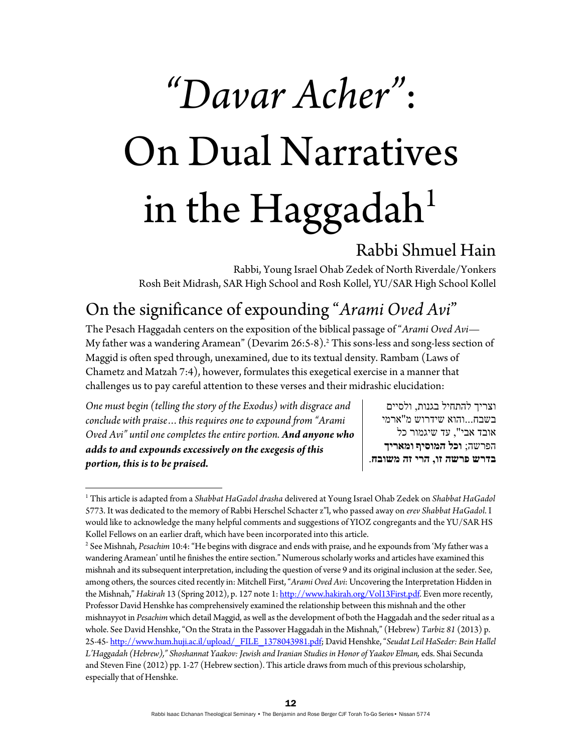# *"Davar Acher"*: On Dual Narratives in the Haggadah[1]

## Rabbi Shmuel Hain

Rabbi, Young Israel Ohab Zedek of North Riverdale/Yonkers
Rosh Beit Midrash, SAR High School and Rosh Kollel, YU/SAR High School Kollel

## On the significance of expounding "*Arami Oved Avi*"

The Pesach Haggadah centers on the exposition of the biblical passage of "*Arami Oved Avi*—My father was a wandering Aramean" (Devarim 26:5-8).[2] This sons-less and song-less section of Maggid is often sped through, unexamined, due to its textual density. Rambam (Laws of Chametz and Matzah 7:4), however, formulates this exegetical exercise in a manner that challenges us to pay careful attention to these verses and their midrashic elucidation:

*One must begin (telling the story of the Exodus) with disgrace and conclude with praise… this requires one to expound from "Arami Oved Avi" until one completes the entire portion.* ***And anyone who adds to and expounds excessively on the exegesis of this portion, this is to be praised.***

וצריך להתחיל בגנות, ולסיים בשבח...והוא שידרוש מ"ארמי אובד אבי", עד שיגמור כל הפרשה; **וכל המוסיף ומאריך בדרש פרשה זו, הרי זה משובח**.

---

[1] This article is adapted from a *Shabbat HaGadol drasha* delivered at Young Israel Ohab Zedek on *Shabbat HaGadol* 5773. It was dedicated to the memory of Rabbi Herschel Schacter z"l, who passed away on *erev Shabbat HaGadol*. I would like to acknowledge the many helpful comments and suggestions of YIOZ congregants and the YU/SAR HS Kollel Fellows on an earlier draft, which have been incorporated into this article.

[2] See Mishnah, *Pesachim* 10:4: "He begins with disgrace and ends with praise, and he expounds from 'My father was a wandering Aramean' until he finishes the entire section." Numerous scholarly works and articles have examined this mishnah and its subsequent interpretation, including the question of verse 9 and its original inclusion at the seder. See, among others, the sources cited recently in: Mitchell First, "*Arami Oved Avi*: Uncovering the Interpretation Hidden in the Mishnah," *Hakirah* 13 (Spring 2012), p. 127 note 1: http://www.hakirah.org/Vol13First.pdf. Even more recently, Professor David Henshke has comprehensively examined the relationship between this mishnah and the other mishnayyot in *Pesachim* which detail Maggid, as well as the development of both the Haggadah and the seder ritual as a whole. See David Henshke, "On the Strata in the Passover Haggadah in the Mishnah," (Hebrew) *Tarbiz 81* (2013) p. 25-45- http://www.hum.huji.ac.il/upload/_FILE_1378043981.pdf; David Henshke, "*Seudat Leil HaSeder: Bein Hallel L'Haggadah (Hebrew)," Shoshannat Yaakov: Jewish and Iranian Studies in Honor of Yaakov Elman,* eds. Shai Secunda and Steven Fine (2012) pp. 1-27 (Hebrew section). This article draws from much of this previous scholarship, especially that of Henshke.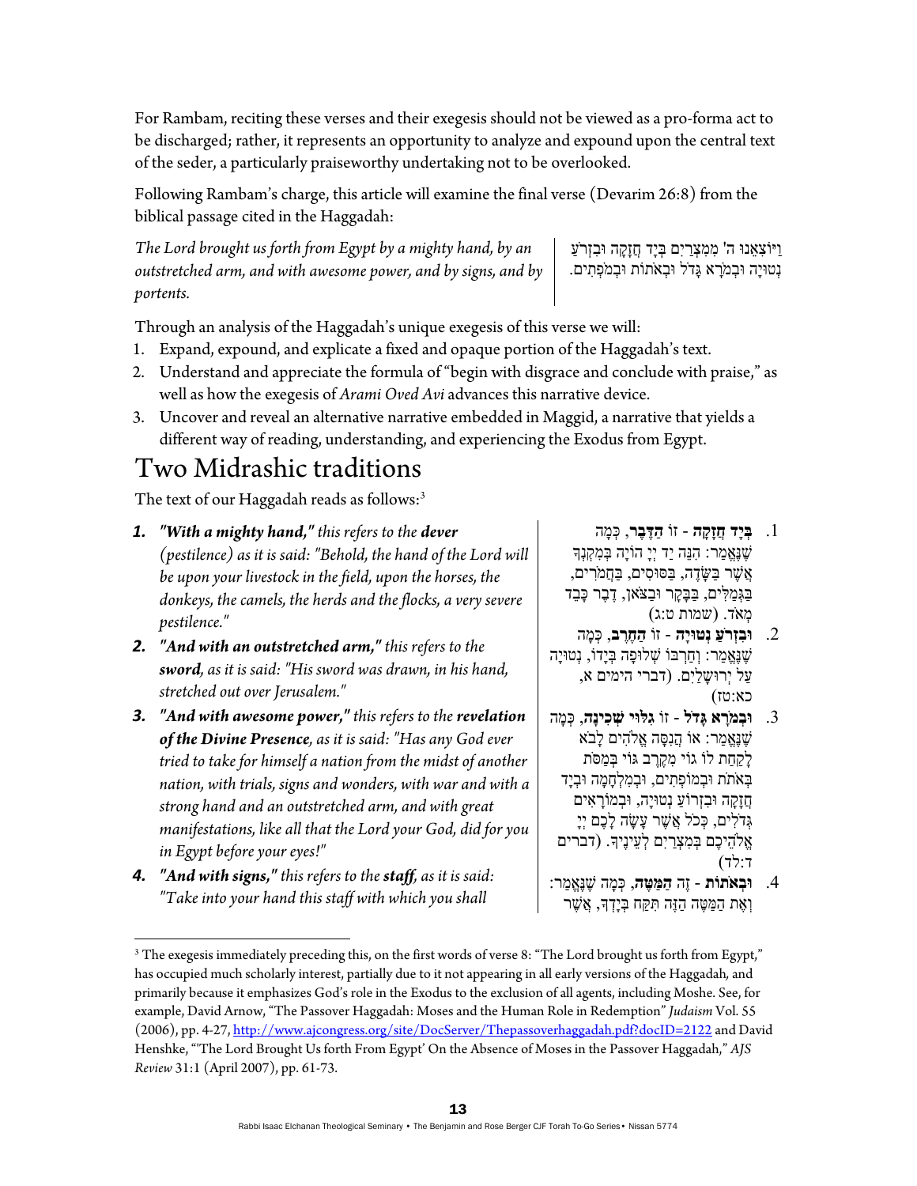For Rambam, reciting these verses and their exegesis should not be viewed as a pro-forma act to be discharged; rather, it represents an opportunity to analyze and expound upon the central text of the seder, a particularly praiseworthy undertaking not to be overlooked.

Following Rambam's charge, this article will examine the final verse (Devarim 26:8) from the biblical passage cited in the Haggadah:

| | |
|---|---|
| *The Lord brought us forth from Egypt by a mighty hand, by an outstretched arm, and with awesome power, and by signs, and by portents.* | וַיּוֹצִאֵנוּ ה' מִמִּצְרַיִם בְּיָד חֲזָקָה וּבִזְרֹעַ נְטוּיָה וּבְמֹרָא גָּדֹל וּבְאֹתוֹת וּבְמֹפְתִים. |

Through an analysis of the Haggadah's unique exegesis of this verse we will:

1. Expand, expound, and explicate a fixed and opaque portion of the Haggadah's text.
2. Understand and appreciate the formula of "begin with disgrace and conclude with praise," as well as how the exegesis of *Arami Oved Avi* advances this narrative device.
3. Uncover and reveal an alternative narrative embedded in Maggid, a narrative that yields a different way of reading, understanding, and experiencing the Exodus from Egypt.

# Two Midrashic traditions

The text of our Haggadah reads as follows:[3]

| | |
|---|---|
| ***1.*** ***"With a mighty hand,"*** *this refers to the* ***dever*** *(pestilence) as it is said: "Behold, the hand of the Lord will be upon your livestock in the field, upon the horses, the donkeys, the camels, the herds and the flocks, a very severe pestilence."* | 1. **בְּיָד חֲזָקָה** - זוֹ **הַדֶּבֶר**, כְּמָה שֶׁנֶּאֱמַר: הִנֵּה יַד יְיָ הוֹיָה בְּמִקְנְךָ אֲשֶׁר בַּשָּׂדֶה, בַּסּוּסִים, בַּחֲמֹרִים, בַּגְּמַלִּים, בַּבָּקָר וּבַצֹּאן, דֶּבֶר כָּבֵד מְאֹד. (שמות ט:ג) |
| ***2.*** ***"And with an outstretched arm,"*** *this refers to the* ***sword****, as it is said: "His sword was drawn, in his hand, stretched out over Jerusalem."* | 2. **וּבִזְרֹעַ נְטוּיָה** - זוֹ **הַחֶרֶב**, כְּמָה שֶׁנֶּאֱמַר: וְחַרְבּוֹ שְׁלוּפָה בְּיָדוֹ, נְטוּיָה עַל יְרוּשָׁלָיִם. (דברי הימים א, כא:טז) |
| ***3.*** ***"And with awesome power,"*** *this refers to the* ***revelation of the Divine Presence****, as it is said: "Has any God ever tried to take for himself a nation from the midst of another nation, with trials, signs and wonders, with war and with a strong hand and an outstretched arm, and with great manifestations, like all that the Lord your God, did for you in Egypt before your eyes!"* | 3. **וּבְמֹרָא גָּדֹל** - זוֹ **גִּלּוּי שְׁכִינָה**, כְּמָה שֶׁנֶּאֱמַר: אוֹ הֲנִסָּה אֱלֹהִים לָבוֹא לָקַחַת לוֹ גוֹי מִקֶּרֶב גּוֹי בְּמַסֹּת בְּאֹתֹת וּבְמוֹפְתִים, וּבְמִלְחָמָה וּבְיָד חֲזָקָה וּבִזְרוֹעַ נְטוּיָה, וּבְמוֹרָאִים גְּדֹלִים, כְּכֹל אֲשֶׁר עָשָׂה לָכֶם יְיָ אֱלֹהֵיכֶם בְּמִצְרַיִם לְעֵינֶיךָ. (דברים ד:לד) |
| ***4.*** ***"And with signs,"*** *this refers to the* ***staff****, as it is said: "Take into your hand this staff with which you shall* | 4. **וּבְאֹתוֹת** - זֶה **הַמַּטֶּה**, כְּמָה שֶׁנֶּאֱמַר: וְאֶת הַמַּטֶּה הַזֶּה תִּקַּח בְּיָדֶךָ, אֲשֶׁר |

[3] The exegesis immediately preceding this, on the first words of verse 8: "The Lord brought us forth from Egypt," has occupied much scholarly interest, partially due to it not appearing in all early versions of the Haggadah, and primarily because it emphasizes God's role in the Exodus to the exclusion of all agents, including Moshe. See, for example, David Arnow, "The Passover Haggadah: Moses and the Human Role in Redemption" *Judaism* Vol. 55 (2006), pp. 4-27, http://www.ajcongress.org/site/DocServer/Thepassoverhaggadah.pdf?docID=2122 and David Henshke, "'The Lord Brought Us forth From Egypt' On the Absence of Moses in the Passover Haggadah," *AJS Review* 31:1 (April 2007), pp. 61-73.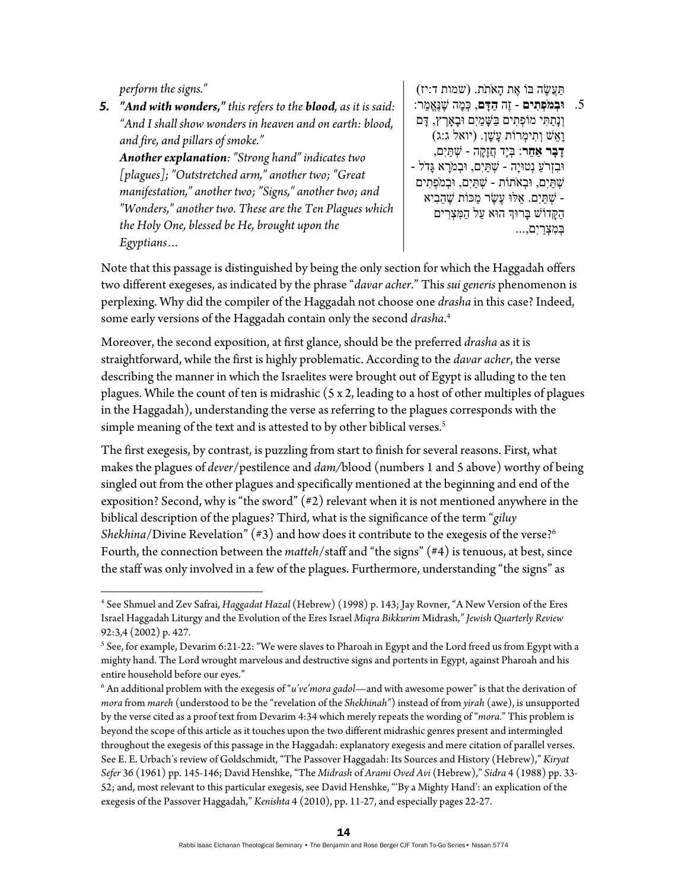*perform the signs."*

*5. "**And with wonders,**" this refers to the **blood**, as it is said: "And I shall show wonders in heaven and on earth: blood, and fire, and pillars of smoke."*

***Another explanation**: "Strong hand" indicates two [plagues]; "Outstretched arm," another two; "Great manifestation," another two; "Signs," another two; and "Wonders," another two. These are the Ten Plagues which the Holy One, blessed be He, brought upon the Egyptians…*

תַּעֲשֶׂה בּוֹ אֶת הָאֹתֹת. (שמות ד:יז)

5. **וּבְמֹפְתִים** - זֶה **הַדָּם**, כְּמָה שֶׁנֶּאֱמַר: וְנָתַתִּי מוֹפְתִים בַּשָּׁמַיִם וּבָאָרֶץ, דָּם וָאֵשׁ וְתִימְרוֹת עָשָׁן. (יואל ג:ג)

**דָּבָר אַחֵר**: בְּיָד חֲזָקָה - שְׁתַּיִם, וּבִזְרֹעַ נְטוּיָה - שְׁתַּיִם, וּבְמֹרָא גָּדֹל - שְׁתַּיִם, וּבְאֹתוֹת - שְׁתַּיִם, וּבְמֹפְתִים - שְׁתַּיִם. אֵלּוּ עֶשֶׂר מַכּוֹת שֶׁהֵבִיא הַקָּדוֹשׁ בָּרוּךְ הוּא עַל הַמִּצְרִים בְּמִצְרַיִם,...

Note that this passage is distinguished by being the only section for which the Haggadah offers two different exegeses, as indicated by the phrase "*davar acher*." This *sui generis* phenomenon is perplexing. Why did the compiler of the Haggadah not choose one *drasha* in this case? Indeed, some early versions of the Haggadah contain only the second *drasha*.[4]

Moreover, the second exposition, at first glance, should be the preferred *drasha* as it is straightforward, while the first is highly problematic. According to the *davar acher*, the verse describing the manner in which the Israelites were brought out of Egypt is alluding to the ten plagues. While the count of ten is midrashic (5 x 2, leading to a host of other multiples of plagues in the Haggadah), understanding the verse as referring to the plagues corresponds with the simple meaning of the text and is attested to by other biblical verses.[5]

The first exegesis, by contrast, is puzzling from start to finish for several reasons. First, what makes the plagues of *dever*/pestilence and *dam*/blood (numbers 1 and 5 above) worthy of being singled out from the other plagues and specifically mentioned at the beginning and end of the exposition? Second, why is "the sword" (#2) relevant when it is not mentioned anywhere in the biblical description of the plagues? Third, what is the significance of the term "*giluy Shekhina*/Divine Revelation" (#3) and how does it contribute to the exegesis of the verse?[6] Fourth, the connection between the *matteh*/staff and "the signs" (#4) is tenuous, at best, since the staff was only involved in a few of the plagues. Furthermore, understanding "the signs" as

---

[4] See Shmuel and Zev Safrai, *Haggadat Hazal* (Hebrew) (1998) p. 143; Jay Rovner, "A New Version of the Eres Israel Haggadah Liturgy and the Evolution of the Eres Israel *Miqra Bikkurim* Midrash," *Jewish Quarterly Review* 92:3,4 (2002) p. 427.

[5] See, for example, Devarim 6:21-22: "We were slaves to Pharoah in Egypt and the Lord freed us from Egypt with a mighty hand. The Lord wrought marvelous and destructive signs and portents in Egypt, against Pharoah and his entire household before our eyes."

[6] An additional problem with the exegesis of "*u've'mora gadol*—and with awesome power" is that the derivation of *mora* from *mareh* (understood to be the "revelation of the *Shekhinah*") instead of from *yirah* (awe), is unsupported by the verse cited as a proof text from Devarim 4:34 which merely repeats the wording of "*mora.*" This problem is beyond the scope of this article as it touches upon the two different midrashic genres present and intermingled throughout the exegesis of this passage in the Haggadah: explanatory exegesis and mere citation of parallel verses. See E. E. Urbach's review of Goldschmidt, "The Passover Haggadah: Its Sources and History (Hebrew)," *Kiryat Sefer* 36 (1961) pp. 145-146; David Henshke, "The *Midrash* of *Arami Oved Avi* (Hebrew)," *Sidra* 4 (1988) pp. 33-52; and, most relevant to this particular exegesis, see David Henshke, "'By a Mighty Hand': an explication of the exegesis of the Passover Haggadah," *Kenishta* 4 (2010), pp. 11-27, and especially pages 22-27.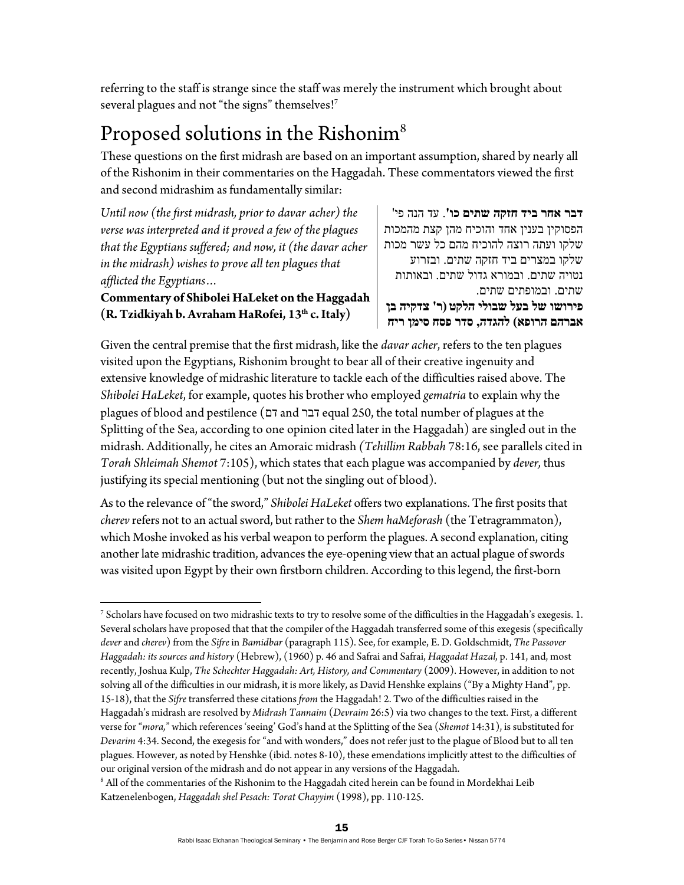referring to the staff is strange since the staff was merely the instrument which brought about several plagues and not "the signs" themselves![7]

# Proposed solutions in the Rishonim[8]

These questions on the first midrash are based on an important assumption, shared by nearly all of the Rishonim in their commentaries on the Haggadah. These commentators viewed the first and second midrashim as fundamentally similar:

*Until now (the first midrash, prior to davar acher) the verse was interpreted and it proved a few of the plagues that the Egyptians suffered; and now, it (the davar acher in the midrash) wishes to prove all ten plagues that afflicted the Egyptians…*

**Commentary of Shibolei HaLeket on the Haggadah (R. Tzidkiyah b. Avraham HaRofei, 13th c. Italy)**

**דבר אחר ביד חזקה שתים כו'**. עד הנה פי' הפסוקין בענין אחד והוכיח מהן קצת מהמכות שלקו ועתה רוצה להוכיח מהם כל עשר מכות שלקו במצרים ביד חזקה שתים. ובזרוע נטויה שתים. ובמורא גדול שתים. ובאותות שתים. ובמופתים שתים.

**פירושו של בעל שבולי הלקט (ר' צדקיה בן אברהם הרופא) להגדה, סדר פסח סימן ריח**

Given the central premise that the first midrash, like the *davar acher*, refers to the ten plagues visited upon the Egyptians, Rishonim brought to bear all of their creative ingenuity and extensive knowledge of midrashic literature to tackle each of the difficulties raised above. The *Shibolei HaLeket*, for example, quotes his brother who employed *gematria* to explain why the plagues of blood and pestilence (דם and דבר equal 250, the total number of plagues at the Splitting of the Sea, according to one opinion cited later in the Haggadah) are singled out in the midrash. Additionally, he cites an Amoraic midrash *(Tehillim Rabbah* 78:16, see parallels cited in *Torah Shleimah Shemot* 7:105), which states that each plague was accompanied by *dever,* thus justifying its special mentioning (but not the singling out of blood).

As to the relevance of "the sword," *Shibolei HaLeket* offers two explanations. The first posits that *cherev* refers not to an actual sword, but rather to the *Shem haMeforash* (the Tetragrammaton), which Moshe invoked as his verbal weapon to perform the plagues. A second explanation, citing another late midrashic tradition, advances the eye-opening view that an actual plague of swords was visited upon Egypt by their own firstborn children. According to this legend, the first-born

---

[7] Scholars have focused on two midrashic texts to try to resolve some of the difficulties in the Haggadah's exegesis. 1. Several scholars have proposed that that the compiler of the Haggadah transferred some of this exegesis (specifically *dever* and *cherev*) from the *Sifre* in *Bamidbar* (paragraph 115). See, for example, E. D. Goldschmidt, *The Passover Haggadah: its sources and history* (Hebrew), (1960) p. 46 and Safrai and Safrai, *Haggadat Hazal,* p. 141, and, most recently, Joshua Kulp, *The Schechter Haggadah: Art, History, and Commentary* (2009). However, in addition to not solving all of the difficulties in our midrash, it is more likely, as David Henshke explains ("By a Mighty Hand", pp. 15-18), that the *Sifre* transferred these citations *from* the Haggadah! 2. Two of the difficulties raised in the Haggadah's midrash are resolved by *Midrash Tannaim* (*Devraim* 26:5) via two changes to the text. First, a different verse for "*mora,*" which references 'seeing' God's hand at the Splitting of the Sea (*Shemot* 14:31), is substituted for *Devarim* 4:34. Second, the exegesis for "and with wonders," does not refer just to the plague of Blood but to all ten plagues. However, as noted by Henshke (ibid. notes 8-10), these emendations implicitly attest to the difficulties of our original version of the midrash and do not appear in any versions of the Haggadah.

[8] All of the commentaries of the Rishonim to the Haggadah cited herein can be found in Mordekhai Leib Katzenelenbogen, *Haggadah shel Pesach: Torat Chayyim* (1998), pp. 110-125.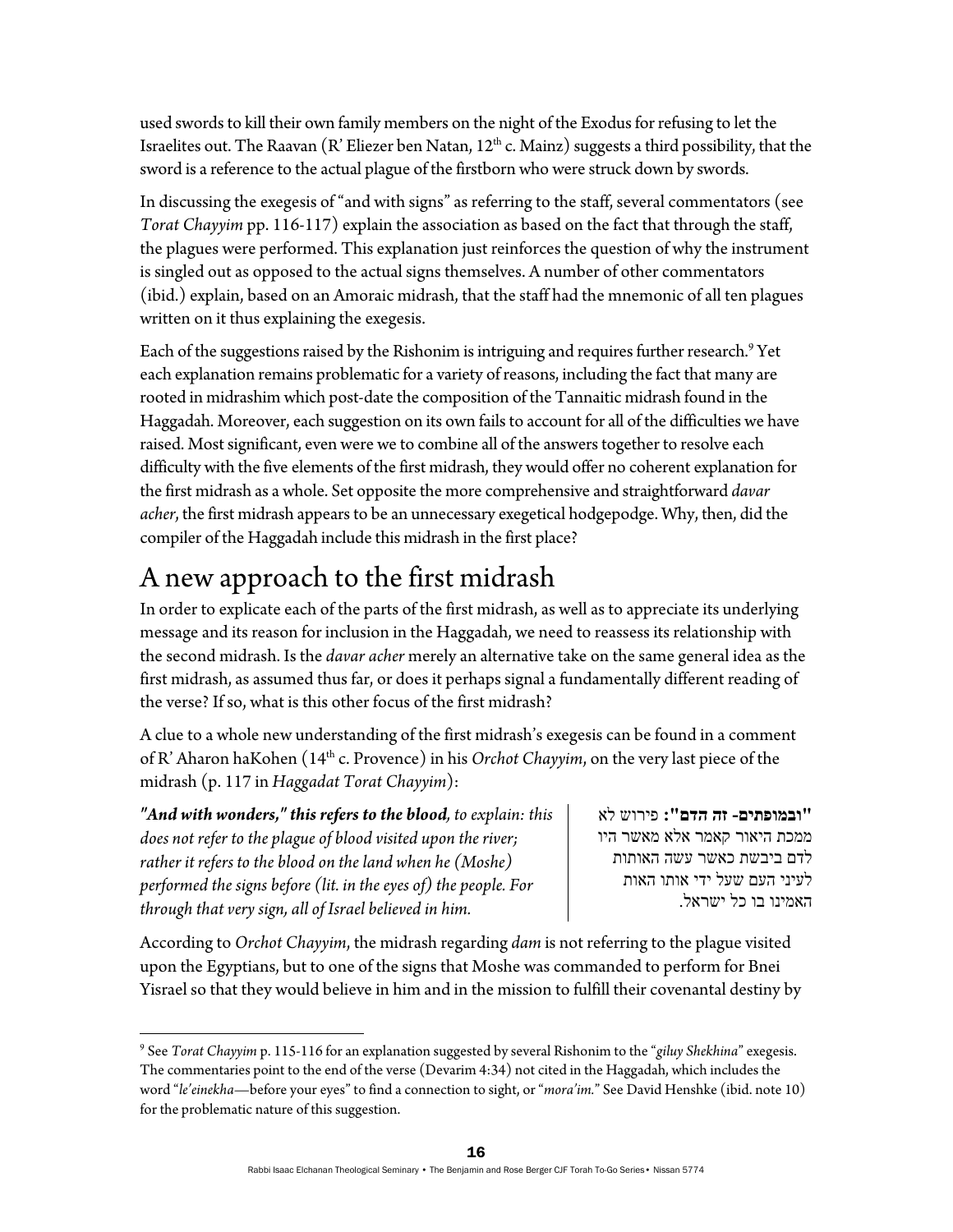used swords to kill their own family members on the night of the Exodus for refusing to let the Israelites out. The Raavan (R' Eliezer ben Natan, 12th c. Mainz) suggests a third possibility, that the sword is a reference to the actual plague of the firstborn who were struck down by swords.

In discussing the exegesis of "and with signs" as referring to the staff, several commentators (see *Torat Chayyim* pp. 116-117) explain the association as based on the fact that through the staff, the plagues were performed. This explanation just reinforces the question of why the instrument is singled out as opposed to the actual signs themselves. A number of other commentators (ibid.) explain, based on an Amoraic midrash, that the staff had the mnemonic of all ten plagues written on it thus explaining the exegesis.

Each of the suggestions raised by the Rishonim is intriguing and requires further research.[9] Yet each explanation remains problematic for a variety of reasons, including the fact that many are rooted in midrashim which post-date the composition of the Tannaitic midrash found in the Haggadah. Moreover, each suggestion on its own fails to account for all of the difficulties we have raised. Most significant, even were we to combine all of the answers together to resolve each difficulty with the five elements of the first midrash, they would offer no coherent explanation for the first midrash as a whole. Set opposite the more comprehensive and straightforward *davar acher*, the first midrash appears to be an unnecessary exegetical hodgepodge. Why, then, did the compiler of the Haggadah include this midrash in the first place?

# A new approach to the first midrash

In order to explicate each of the parts of the first midrash, as well as to appreciate its underlying message and its reason for inclusion in the Haggadah, we need to reassess its relationship with the second midrash. Is the *davar acher* merely an alternative take on the same general idea as the first midrash, as assumed thus far, or does it perhaps signal a fundamentally different reading of the verse? If so, what is this other focus of the first midrash?

A clue to a whole new understanding of the first midrash's exegesis can be found in a comment of R' Aharon haKohen (14th c. Provence) in his *Orchot Chayyim*, on the very last piece of the midrash (p. 117 in *Haggadat Torat Chayyim*):

***"And with wonders," this refers to the blood****, to explain: this does not refer to the plague of blood visited upon the river; rather it refers to the blood on the land when he (Moshe) performed the signs before (lit. in the eyes of) the people. For through that very sign, all of Israel believed in him.*

**"ובמופתים- זה הדם":** פירוש לא ממכת היאור קאמר אלא מאשר היו לדם ביבשת כאשר עשה האותות לעיני העם שעל ידי אותו האות האמינו בו כל ישראל.

According to *Orchot Chayyim*, the midrash regarding *dam* is not referring to the plague visited upon the Egyptians, but to one of the signs that Moshe was commanded to perform for Bnei Yisrael so that they would believe in him and in the mission to fulfill their covenantal destiny by

---

[9] See *Torat Chayyim* p. 115-116 for an explanation suggested by several Rishonim to the "*giluy Shekhina*" exegesis. The commentaries point to the end of the verse (Devarim 4:34) not cited in the Haggadah, which includes the word "*le'einekha*—before your eyes" to find a connection to sight, or "*mora'im*." See David Henshke (ibid. note 10) for the problematic nature of this suggestion.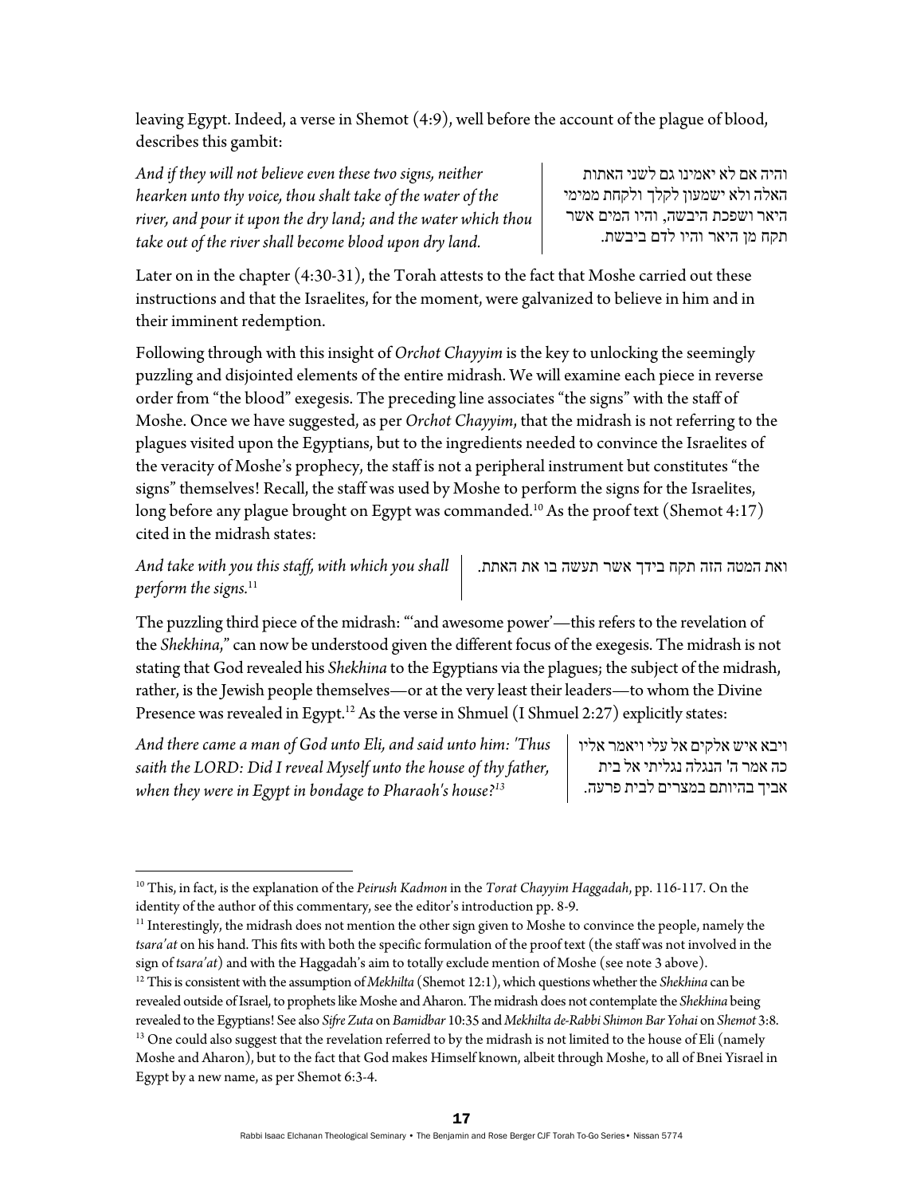leaving Egypt. Indeed, a verse in Shemot (4:9), well before the account of the plague of blood, describes this gambit:

*And if they will not believe even these two signs, neither hearken unto thy voice, thou shalt take of the water of the river, and pour it upon the dry land; and the water which thou take out of the river shall become blood upon dry land.*

והיה אם לא יאמינו גם לשני האתות האלה ולא ישמעון לקלך ולקחת ממימי היאר ושפכת היבשה, והיו המים אשר תקח מן היאר והיו לדם ביבשת.

Later on in the chapter (4:30-31), the Torah attests to the fact that Moshe carried out these instructions and that the Israelites, for the moment, were galvanized to believe in him and in their imminent redemption.

Following through with this insight of *Orchot Chayyim* is the key to unlocking the seemingly puzzling and disjointed elements of the entire midrash. We will examine each piece in reverse order from "the blood" exegesis. The preceding line associates "the signs" with the staff of Moshe. Once we have suggested, as per *Orchot Chayyim*, that the midrash is not referring to the plagues visited upon the Egyptians, but to the ingredients needed to convince the Israelites of the veracity of Moshe's prophecy, the staff is not a peripheral instrument but constitutes "the signs" themselves! Recall, the staff was used by Moshe to perform the signs for the Israelites, long before any plague brought on Egypt was commanded.[10] As the proof text (Shemot 4:17) cited in the midrash states:

*And take with you this staff, with which you shall perform the signs.*[11]

ואת המטה הזה תקח בידך אשר תעשה בו את האתת.

The puzzling third piece of the midrash: "'and awesome power'—this refers to the revelation of the *Shekhina*," can now be understood given the different focus of the exegesis. The midrash is not stating that God revealed his *Shekhina* to the Egyptians via the plagues; the subject of the midrash, rather, is the Jewish people themselves—or at the very least their leaders—to whom the Divine Presence was revealed in Egypt.[12] As the verse in Shmuel (I Shmuel 2:27) explicitly states:

*And there came a man of God unto Eli, and said unto him: 'Thus saith the LORD: Did I reveal Myself unto the house of thy father, when they were in Egypt in bondage to Pharaoh's house?*[13]

ויבא איש אלקים אל עלי ויאמר אליו כה אמר ה' הנגלה נגליתי אל בית אביך בהיותם במצרים לבית פרעה.

---

[10] This, in fact, is the explanation of the *Peirush Kadmon* in the *Torat Chayyim Haggadah*, pp. 116-117. On the identity of the author of this commentary, see the editor's introduction pp. 8-9.

[11] Interestingly, the midrash does not mention the other sign given to Moshe to convince the people, namely the *tsara'at* on his hand. This fits with both the specific formulation of the proof text (the staff was not involved in the sign of *tsara'at*) and with the Haggadah's aim to totally exclude mention of Moshe (see note 3 above).

[12] This is consistent with the assumption of *Mekhilta* (Shemot 12:1), which questions whether the *Shekhina* can be revealed outside of Israel, to prophets like Moshe and Aharon. The midrash does not contemplate the *Shekhina* being revealed to the Egyptians! See also *Sifre Zuta* on *Bamidbar* 10:35 and *Mekhilta de-Rabbi Shimon Bar Yohai* on *Shemot* 3:8.

[13] One could also suggest that the revelation referred to by the midrash is not limited to the house of Eli (namely Moshe and Aharon), but to the fact that God makes Himself known, albeit through Moshe, to all of Bnei Yisrael in Egypt by a new name, as per Shemot 6:3-4.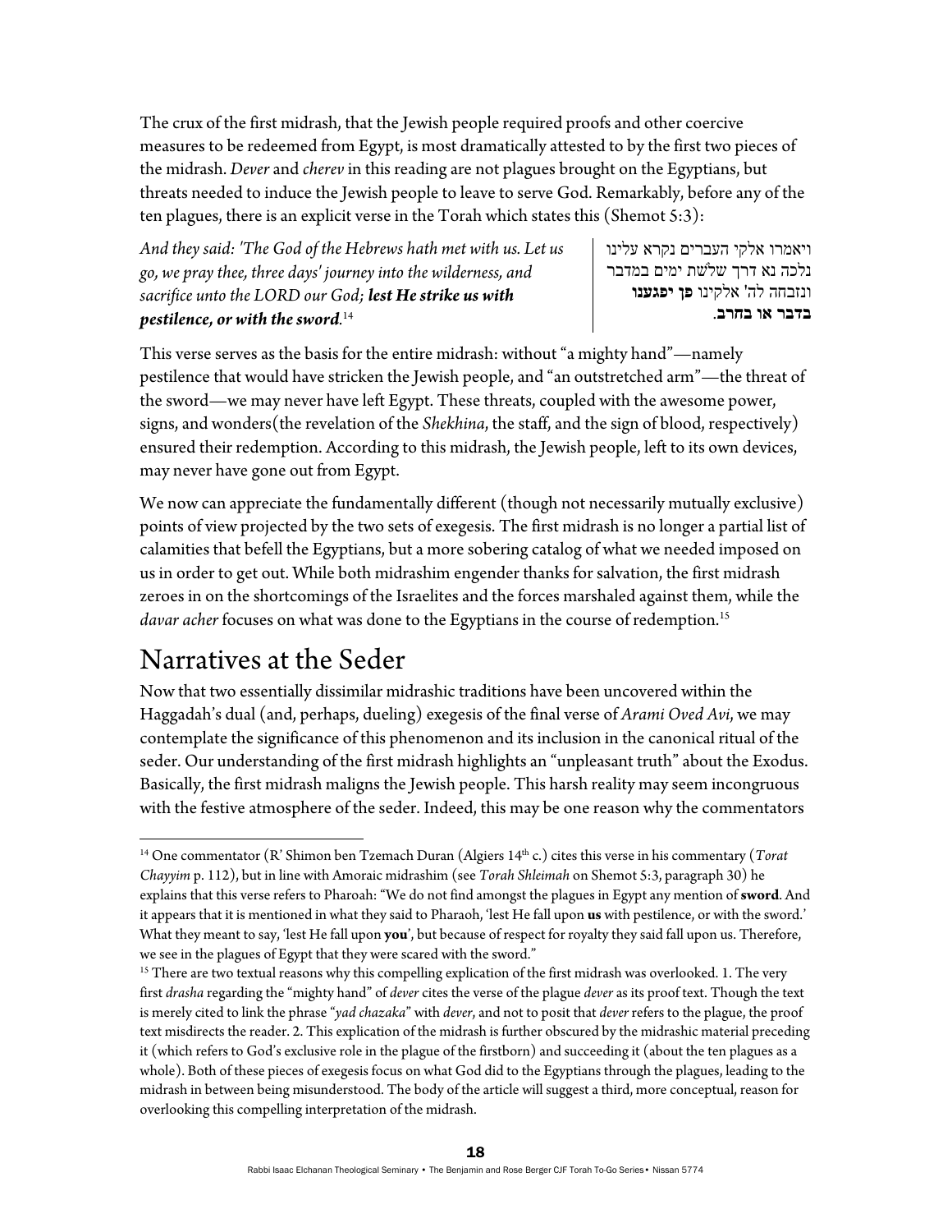The crux of the first midrash, that the Jewish people required proofs and other coercive measures to be redeemed from Egypt, is most dramatically attested to by the first two pieces of the midrash. *Dever* and *cherev* in this reading are not plagues brought on the Egyptians, but threats needed to induce the Jewish people to leave to serve God. Remarkably, before any of the ten plagues, there is an explicit verse in the Torah which states this (Shemot 5:3):

*And they said: 'The God of the Hebrews hath met with us. Let us go, we pray thee, three days' journey into the wilderness, and sacrifice unto the LORD our God;* ***lest He strike us with pestilence, or with the sword****.*[14]

ויאמרו אלקי העברים נקרא עלינו נלכה נא דרך שלשת ימים במדבר ונזבחה לה' אלקינו **פן יפגענו בדבר או בחרב**.

This verse serves as the basis for the entire midrash: without "a mighty hand"—namely pestilence that would have stricken the Jewish people, and "an outstretched arm"—the threat of the sword—we may never have left Egypt. These threats, coupled with the awesome power, signs, and wonders(the revelation of the *Shekhina*, the staff, and the sign of blood, respectively) ensured their redemption. According to this midrash, the Jewish people, left to its own devices, may never have gone out from Egypt.

We now can appreciate the fundamentally different (though not necessarily mutually exclusive) points of view projected by the two sets of exegesis. The first midrash is no longer a partial list of calamities that befell the Egyptians, but a more sobering catalog of what we needed imposed on us in order to get out. While both midrashim engender thanks for salvation, the first midrash zeroes in on the shortcomings of the Israelites and the forces marshaled against them, while the *davar acher* focuses on what was done to the Egyptians in the course of redemption.[15]

## Narratives at the Seder

Now that two essentially dissimilar midrashic traditions have been uncovered within the Haggadah's dual (and, perhaps, dueling) exegesis of the final verse of *Arami Oved Avi*, we may contemplate the significance of this phenomenon and its inclusion in the canonical ritual of the seder. Our understanding of the first midrash highlights an "unpleasant truth" about the Exodus. Basically, the first midrash maligns the Jewish people. This harsh reality may seem incongruous with the festive atmosphere of the seder. Indeed, this may be one reason why the commentators

---

[14] One commentator (R' Shimon ben Tzemach Duran (Algiers 14th c.) cites this verse in his commentary (*Torat Chayyim* p. 112), but in line with Amoraic midrashim (see *Torah Shleimah* on Shemot 5:3, paragraph 30) he explains that this verse refers to Pharoah: "We do not find amongst the plagues in Egypt any mention of **sword**. And it appears that it is mentioned in what they said to Pharaoh, 'lest He fall upon **us** with pestilence, or with the sword.' What they meant to say, 'lest He fall upon **you**', but because of respect for royalty they said fall upon us. Therefore, we see in the plagues of Egypt that they were scared with the sword."

[15] There are two textual reasons why this compelling explication of the first midrash was overlooked. 1. The very first *drasha* regarding the "mighty hand" of *dever* cites the verse of the plague *dever* as its proof text. Though the text is merely cited to link the phrase "*yad chazaka*" with *dever*, and not to posit that *dever* refers to the plague, the proof text misdirects the reader. 2. This explication of the midrash is further obscured by the midrashic material preceding it (which refers to God's exclusive role in the plague of the firstborn) and succeeding it (about the ten plagues as a whole). Both of these pieces of exegesis focus on what God did to the Egyptians through the plagues, leading to the midrash in between being misunderstood. The body of the article will suggest a third, more conceptual, reason for overlooking this compelling interpretation of the midrash.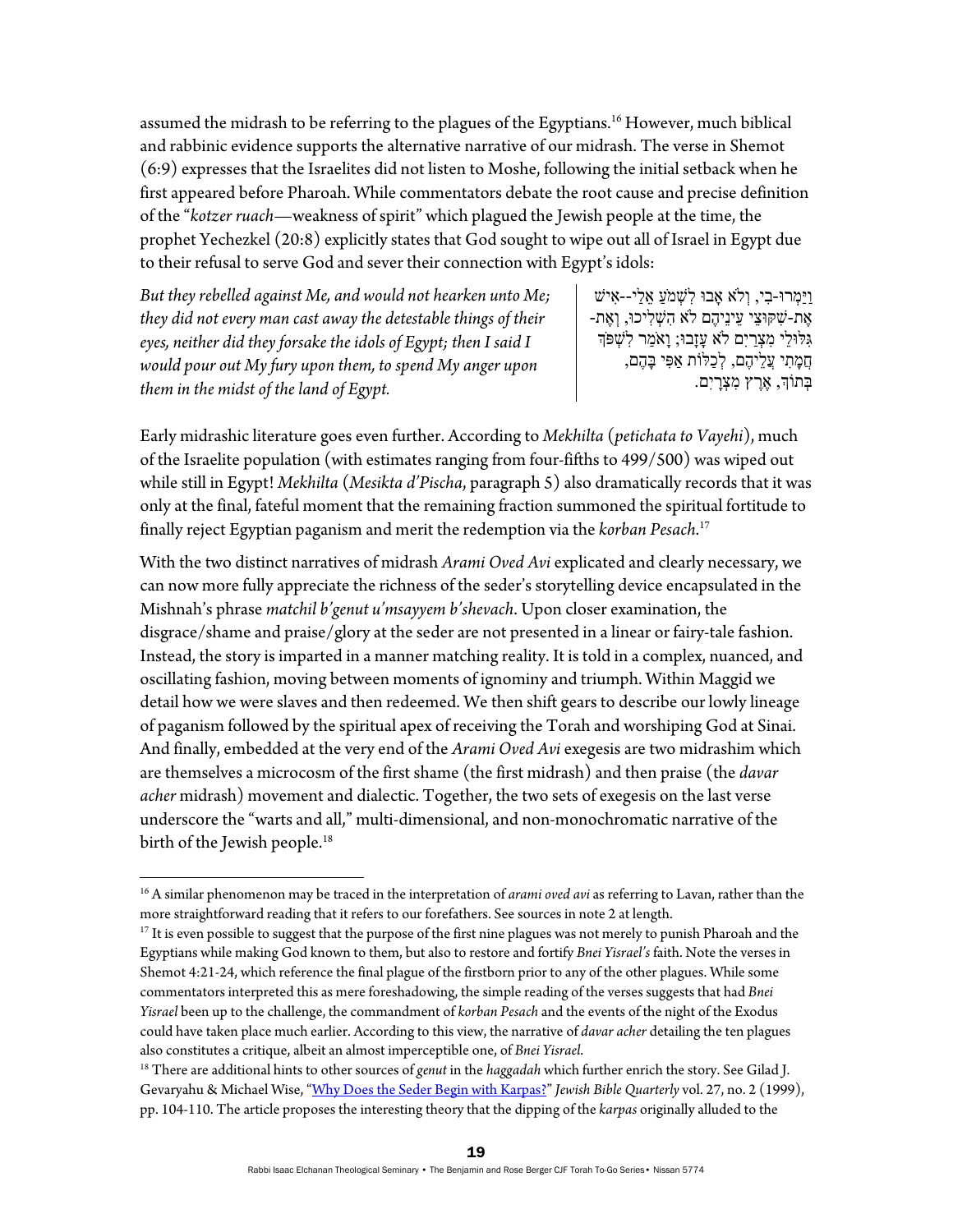assumed the midrash to be referring to the plagues of the Egyptians.[16] However, much biblical and rabbinic evidence supports the alternative narrative of our midrash. The verse in Shemot (6:9) expresses that the Israelites did not listen to Moshe, following the initial setback when he first appeared before Pharoah. While commentators debate the root cause and precise definition of the "*kotzer ruach*—weakness of spirit" which plagued the Jewish people at the time, the prophet Yechezkel (20:8) explicitly states that God sought to wipe out all of Israel in Egypt due to their refusal to serve God and sever their connection with Egypt's idols:

| | |
|---|---|
| *But they rebelled against Me, and would not hearken unto Me; they did not every man cast away the detestable things of their eyes, neither did they forsake the idols of Egypt; then I said I would pour out My fury upon them, to spend My anger upon them in the midst of the land of Egypt.* | וַיַּמְרוּ-בִי, וְלֹא אָבוּ לִשְׁמֹעַ אֵלַי--אִישׁ אֶת-שִׁקּוּצֵי עֵינֵיהֶם לֹא הִשְׁלִיכוּ, וְאֶת-גִּלּוּלֵי מִצְרַיִם לֹא עָזָבוּ; וָאֹמַר לִשְׁפֹּךְ חֲמָתִי עֲלֵיהֶם, לְכַלּוֹת אַפִּי בָּהֶם, בְּתוֹךְ, אֶרֶץ מִצְרָיִם. |

Early midrashic literature goes even further. According to *Mekhilta* (*petichata to Vayehi*), much of the Israelite population (with estimates ranging from four-fifths to 499/500) was wiped out while still in Egypt! *Mekhilta* (*Mesikta d'Pischa*, paragraph 5) also dramatically records that it was only at the final, fateful moment that the remaining fraction summoned the spiritual fortitude to finally reject Egyptian paganism and merit the redemption via the *korban Pesach*.[17]

With the two distinct narratives of midrash *Arami Oved Avi* explicated and clearly necessary, we can now more fully appreciate the richness of the seder's storytelling device encapsulated in the Mishnah's phrase *matchil b'genut u'msayyem b'shevach*. Upon closer examination, the disgrace/shame and praise/glory at the seder are not presented in a linear or fairy-tale fashion. Instead, the story is imparted in a manner matching reality. It is told in a complex, nuanced, and oscillating fashion, moving between moments of ignominy and triumph. Within Maggid we detail how we were slaves and then redeemed. We then shift gears to describe our lowly lineage of paganism followed by the spiritual apex of receiving the Torah and worshiping God at Sinai. And finally, embedded at the very end of the *Arami Oved Avi* exegesis are two midrashim which are themselves a microcosm of the first shame (the first midrash) and then praise (the *davar acher* midrash) movement and dialectic. Together, the two sets of exegesis on the last verse underscore the "warts and all," multi-dimensional, and non-monochromatic narrative of the birth of the Jewish people.[18]

---

[16] A similar phenomenon may be traced in the interpretation of *arami oved avi* as referring to Lavan, rather than the more straightforward reading that it refers to our forefathers. See sources in note 2 at length.

[17] It is even possible to suggest that the purpose of the first nine plagues was not merely to punish Pharoah and the Egyptians while making God known to them, but also to restore and fortify *Bnei Yisrael's* faith. Note the verses in Shemot 4:21-24, which reference the final plague of the firstborn prior to any of the other plagues. While some commentators interpreted this as mere foreshadowing, the simple reading of the verses suggests that had *Bnei Yisrael* been up to the challenge, the commandment of *korban Pesach* and the events of the night of the Exodus could have taken place much earlier. According to this view, the narrative of *davar acher* detailing the ten plagues also constitutes a critique, albeit an almost imperceptible one, of *Bnei Yisrael*.

[18] There are additional hints to other sources of *genut* in the *haggadah* which further enrich the story. See Gilad J. Gevaryahu & Michael Wise, "Why Does the Seder Begin with Karpas?" *Jewish Bible Quarterly* vol. 27, no. 2 (1999), pp. 104-110. The article proposes the interesting theory that the dipping of the *karpas* originally alluded to the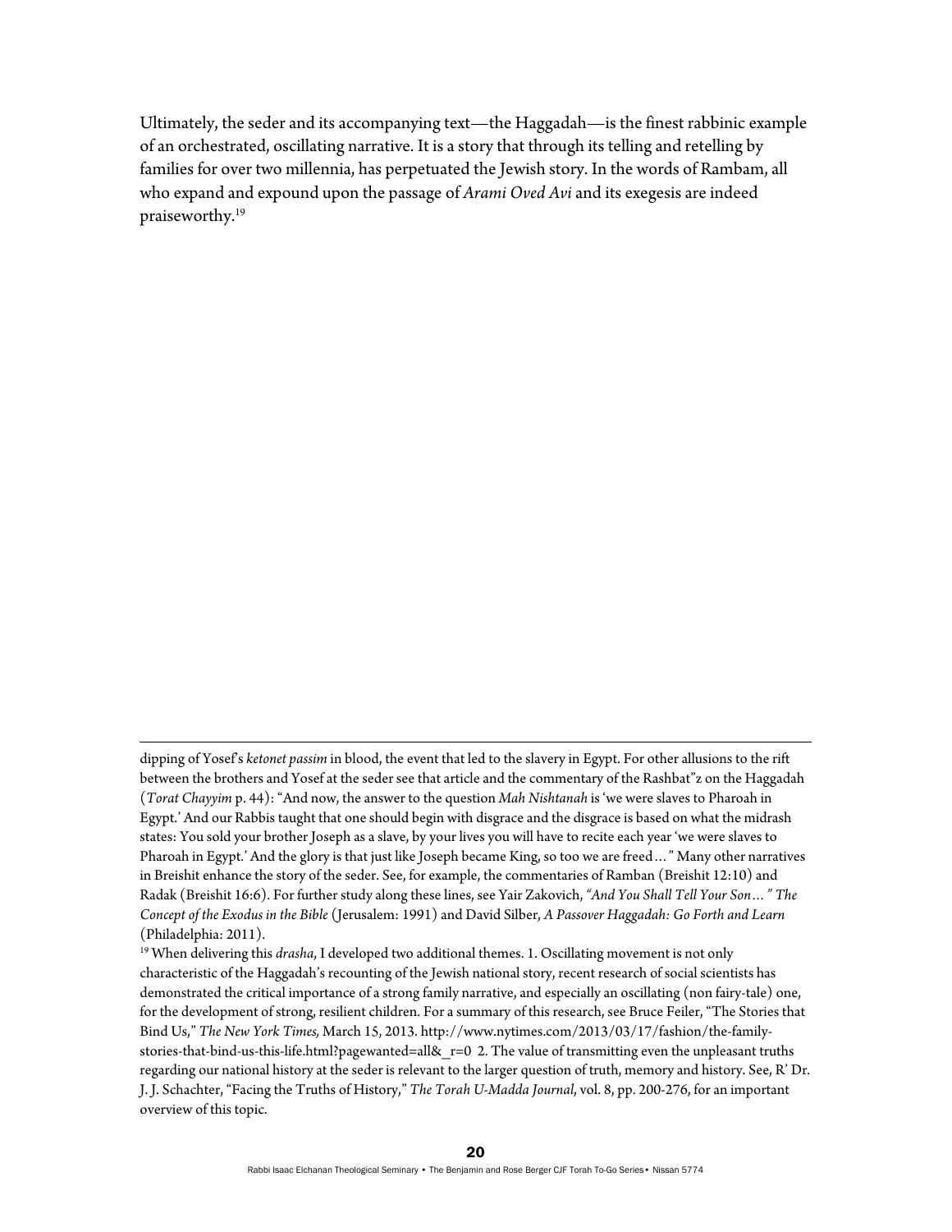Ultimately, the seder and its accompanying text—the Haggadah—is the finest rabbinic example of an orchestrated, oscillating narrative. It is a story that through its telling and retelling by families for over two millennia, has perpetuated the Jewish story. In the words of Rambam, all who expand and expound upon the passage of *Arami Oved Avi* and its exegesis are indeed praiseworthy.[19]

---

dipping of Yosef's *ketonet passim* in blood, the event that led to the slavery in Egypt. For other allusions to the rift between the brothers and Yosef at the seder see that article and the commentary of the Rashbat"z on the Haggadah (*Torat Chayyim* p. 44): "And now, the answer to the question *Mah Nishtanah* is 'we were slaves to Pharoah in Egypt.' And our Rabbis taught that one should begin with disgrace and the disgrace is based on what the midrash states: You sold your brother Joseph as a slave, by your lives you will have to recite each year 'we were slaves to Pharoah in Egypt.' And the glory is that just like Joseph became King, so too we are freed…" Many other narratives in Breishit enhance the story of the seder. See, for example, the commentaries of Ramban (Breishit 12:10) and Radak (Breishit 16:6). For further study along these lines, see Yair Zakovich, *"And You Shall Tell Your Son…" The Concept of the Exodus in the Bible* (Jerusalem: 1991) and David Silber, *A Passover Haggadah: Go Forth and Learn* (Philadelphia: 2011).

[19] When delivering this *drasha*, I developed two additional themes. 1. Oscillating movement is not only characteristic of the Haggadah's recounting of the Jewish national story, recent research of social scientists has demonstrated the critical importance of a strong family narrative, and especially an oscillating (non fairy-tale) one, for the development of strong, resilient children. For a summary of this research, see Bruce Feiler, "The Stories that Bind Us," *The New York Times,* March 15, 2013. http://www.nytimes.com/2013/03/17/fashion/the-family-stories-that-bind-us-this-life.html?pagewanted=all&_r=0 2. The value of transmitting even the unpleasant truths regarding our national history at the seder is relevant to the larger question of truth, memory and history. See, R' Dr. J. J. Schachter, "Facing the Truths of History," *The Torah U-Madda Journal*, vol. 8, pp. 200-276, for an important overview of this topic.